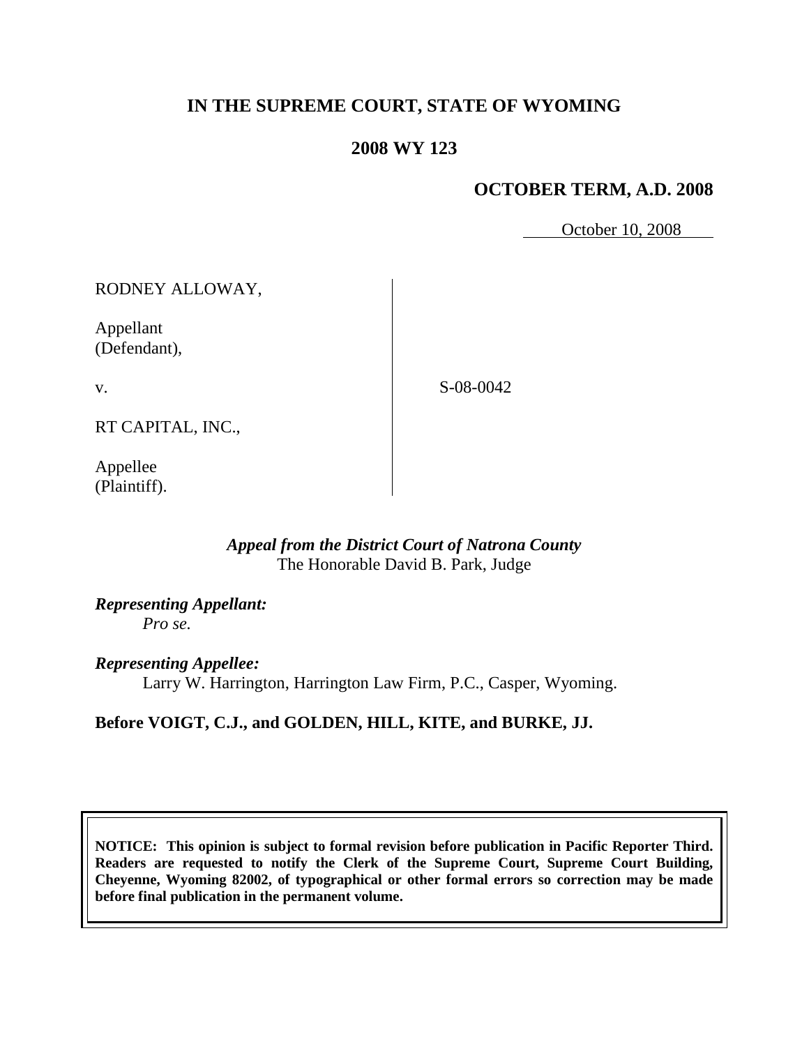# IN THE SUPREME COURT, STATE OF WYOMING

## 2008 WY 123

### OCTOBER TERM, A.D. 2008

October 10, 2008

| | |
|---|---|
| RODNEY ALLOWAY,<br><br>Appellant<br>(Defendant),<br><br>v.<br><br>RT CAPITAL, INC.,<br><br>Appellee<br>(Plaintiff). | S-08-0042 |

*Appeal from the District Court of Natrona County*
The Honorable David B. Park, Judge

***Representing Appellant:***
*Pro se.*

***Representing Appellee:***
Larry W. Harrington, Harrington Law Firm, P.C., Casper, Wyoming.

**Before VOIGT, C.J., and GOLDEN, HILL, KITE, and BURKE, JJ.**

**NOTICE: This opinion is subject to formal revision before publication in Pacific Reporter Third. Readers are requested to notify the Clerk of the Supreme Court, Supreme Court Building, Cheyenne, Wyoming 82002, of typographical or other formal errors so correction may be made before final publication in the permanent volume.**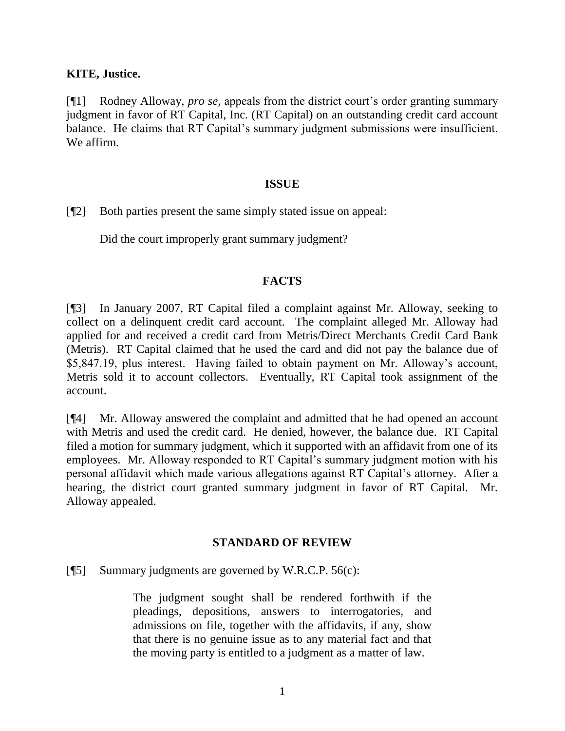**KITE, Justice.**

[¶1] Rodney Alloway, *pro se*, appeals from the district court's order granting summary judgment in favor of RT Capital, Inc. (RT Capital) on an outstanding credit card account balance. He claims that RT Capital's summary judgment submissions were insufficient. We affirm.

## ISSUE

[¶2] Both parties present the same simply stated issue on appeal:

> Did the court improperly grant summary judgment?

## FACTS

[¶3] In January 2007, RT Capital filed a complaint against Mr. Alloway, seeking to collect on a delinquent credit card account. The complaint alleged Mr. Alloway had applied for and received a credit card from Metris/Direct Merchants Credit Card Bank (Metris). RT Capital claimed that he used the card and did not pay the balance due of $5,847.19, plus interest. Having failed to obtain payment on Mr. Alloway's account, Metris sold it to account collectors. Eventually, RT Capital took assignment of the account.

[¶4] Mr. Alloway answered the complaint and admitted that he had opened an account with Metris and used the credit card. He denied, however, the balance due. RT Capital filed a motion for summary judgment, which it supported with an affidavit from one of its employees. Mr. Alloway responded to RT Capital's summary judgment motion with his personal affidavit which made various allegations against RT Capital's attorney. After a hearing, the district court granted summary judgment in favor of RT Capital. Mr. Alloway appealed.

## STANDARD OF REVIEW

[¶5] Summary judgments are governed by W.R.C.P. 56(c):

> The judgment sought shall be rendered forthwith if the pleadings, depositions, answers to interrogatories, and admissions on file, together with the affidavits, if any, show that there is no genuine issue as to any material fact and that the moving party is entitled to a judgment as a matter of law.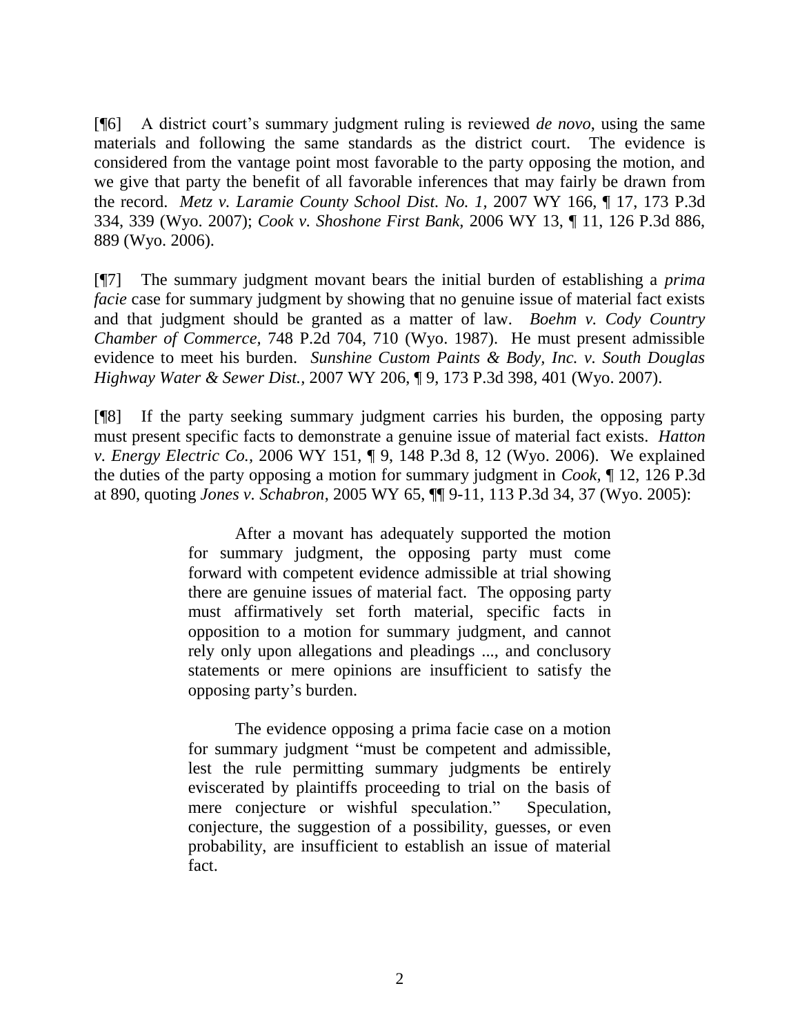[¶6] A district court's summary judgment ruling is reviewed *de novo*, using the same materials and following the same standards as the district court. The evidence is considered from the vantage point most favorable to the party opposing the motion, and we give that party the benefit of all favorable inferences that may fairly be drawn from the record. *Metz v. Laramie County School Dist. No. 1*, 2007 WY 166, ¶ 17, 173 P.3d 334, 339 (Wyo. 2007); *Cook v. Shoshone First Bank*, 2006 WY 13, ¶ 11, 126 P.3d 886, 889 (Wyo. 2006).

[¶7] The summary judgment movant bears the initial burden of establishing a *prima facie* case for summary judgment by showing that no genuine issue of material fact exists and that judgment should be granted as a matter of law. *Boehm v. Cody Country Chamber of Commerce*, 748 P.2d 704, 710 (Wyo. 1987). He must present admissible evidence to meet his burden. *Sunshine Custom Paints & Body, Inc. v. South Douglas Highway Water & Sewer Dist.*, 2007 WY 206, ¶ 9, 173 P.3d 398, 401 (Wyo. 2007).

[¶8] If the party seeking summary judgment carries his burden, the opposing party must present specific facts to demonstrate a genuine issue of material fact exists. *Hatton v. Energy Electric Co.*, 2006 WY 151, ¶ 9, 148 P.3d 8, 12 (Wyo. 2006). We explained the duties of the party opposing a motion for summary judgment in *Cook*, ¶ 12, 126 P.3d at 890, quoting *Jones v. Schabron*, 2005 WY 65, ¶¶ 9-11, 113 P.3d 34, 37 (Wyo. 2005):

> After a movant has adequately supported the motion for summary judgment, the opposing party must come forward with competent evidence admissible at trial showing there are genuine issues of material fact. The opposing party must affirmatively set forth material, specific facts in opposition to a motion for summary judgment, and cannot rely only upon allegations and pleadings ..., and conclusory statements or mere opinions are insufficient to satisfy the opposing party's burden.
>
> The evidence opposing a prima facie case on a motion for summary judgment "must be competent and admissible, lest the rule permitting summary judgments be entirely eviscerated by plaintiffs proceeding to trial on the basis of mere conjecture or wishful speculation." Speculation, conjecture, the suggestion of a possibility, guesses, or even probability, are insufficient to establish an issue of material fact.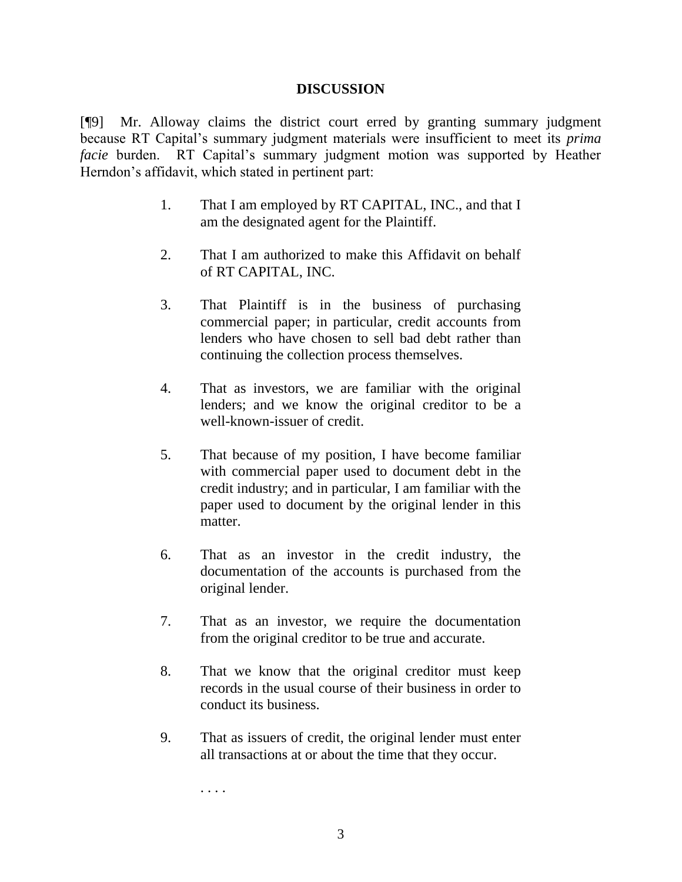## DISCUSSION

[¶9] Mr. Alloway claims the district court erred by granting summary judgment because RT Capital's summary judgment materials were insufficient to meet its *prima facie* burden. RT Capital's summary judgment motion was supported by Heather Herndon's affidavit, which stated in pertinent part:

> 1. That I am employed by RT CAPITAL, INC., and that I am the designated agent for the Plaintiff.
>
> 2. That I am authorized to make this Affidavit on behalf of RT CAPITAL, INC.
>
> 3. That Plaintiff is in the business of purchasing commercial paper; in particular, credit accounts from lenders who have chosen to sell bad debt rather than continuing the collection process themselves.
>
> 4. That as investors, we are familiar with the original lenders; and we know the original creditor to be a well-known-issuer of credit.
>
> 5. That because of my position, I have become familiar with commercial paper used to document debt in the credit industry; and in particular, I am familiar with the paper used to document by the original lender in this matter.
>
> 6. That as an investor in the credit industry, the documentation of the accounts is purchased from the original lender.
>
> 7. That as an investor, we require the documentation from the original creditor to be true and accurate.
>
> 8. That we know that the original creditor must keep records in the usual course of their business in order to conduct its business.
>
> 9. That as issuers of credit, the original lender must enter all transactions at or about the time that they occur.
>
> . . . .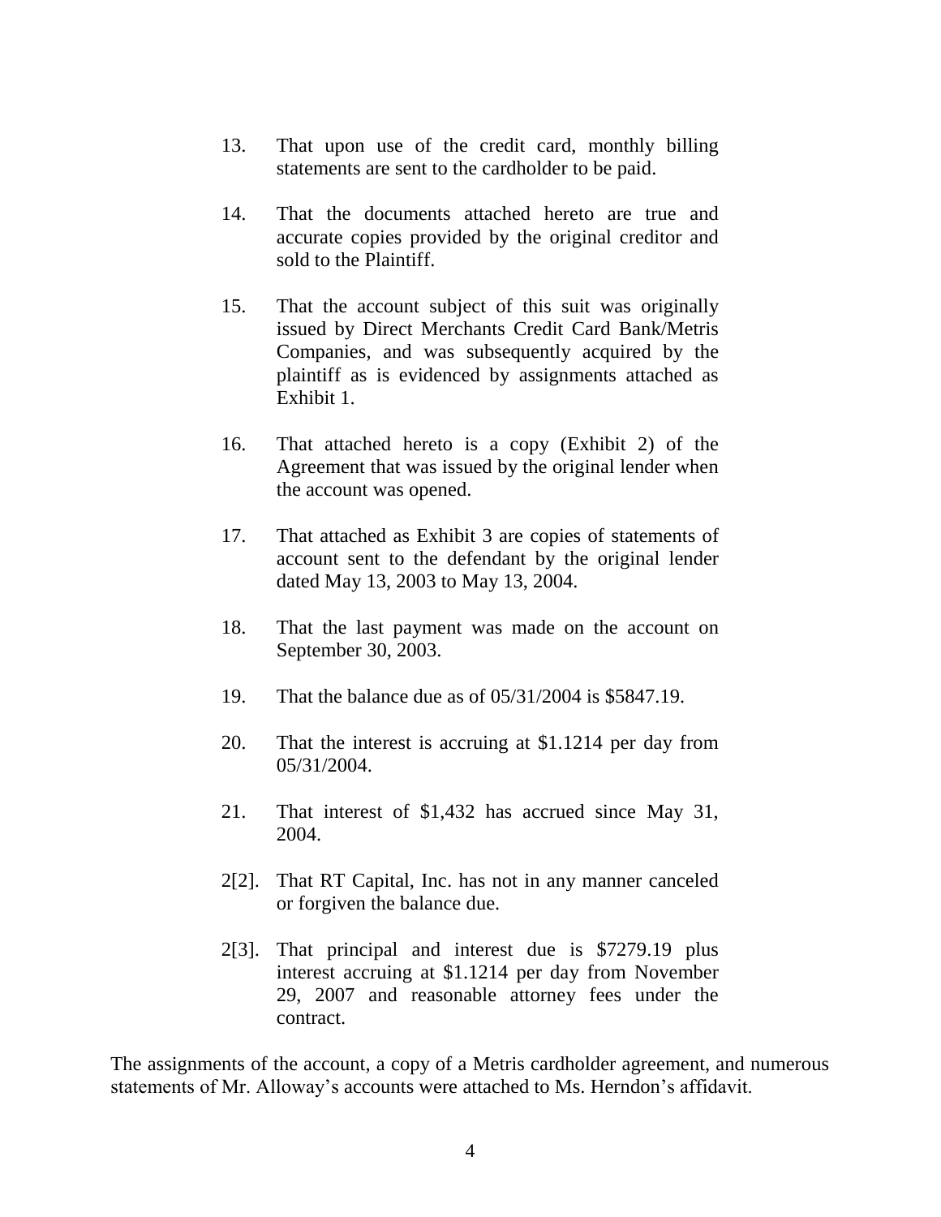13. That upon use of the credit card, monthly billing statements are sent to the cardholder to be paid.

14. That the documents attached hereto are true and accurate copies provided by the original creditor and sold to the Plaintiff.

15. That the account subject of this suit was originally issued by Direct Merchants Credit Card Bank/Metris Companies, and was subsequently acquired by the plaintiff as is evidenced by assignments attached as Exhibit 1.

16. That attached hereto is a copy (Exhibit 2) of the Agreement that was issued by the original lender when the account was opened.

17. That attached as Exhibit 3 are copies of statements of account sent to the defendant by the original lender dated May 13, 2003 to May 13, 2004.

18. That the last payment was made on the account on September 30, 2003.

19. That the balance due as of 05/31/2004 is $5847.19.

20. That the interest is accruing at $1.1214 per day from 05/31/2004.

21. That interest of $1,432 has accrued since May 31, 2004.

2[2]. That RT Capital, Inc. has not in any manner canceled or forgiven the balance due.

2[3]. That principal and interest due is $7279.19 plus interest accruing at $1.1214 per day from November 29, 2007 and reasonable attorney fees under the contract.

The assignments of the account, a copy of a Metris cardholder agreement, and numerous statements of Mr. Alloway's accounts were attached to Ms. Herndon's affidavit.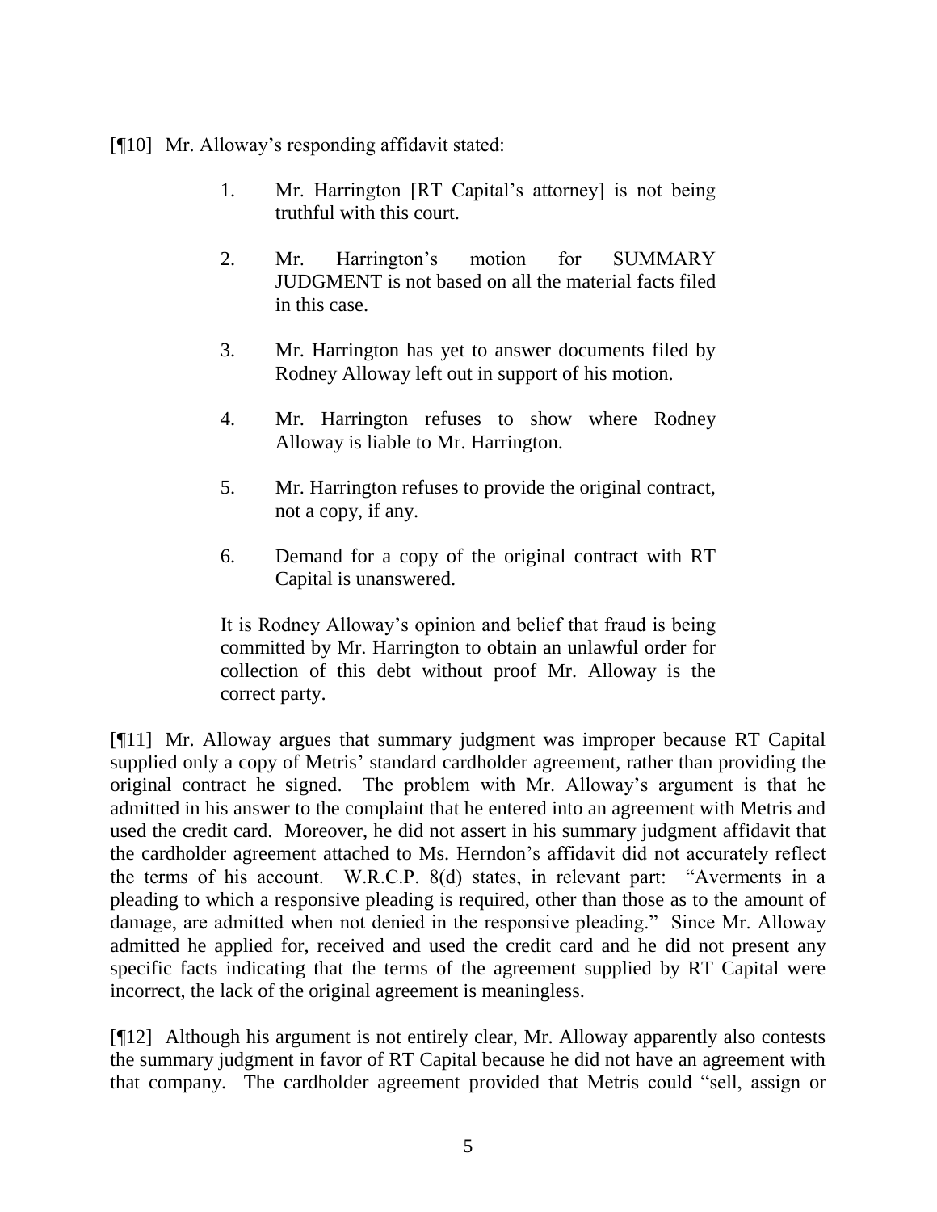[¶10] Mr. Alloway's responding affidavit stated:

> 1. Mr. Harrington [RT Capital's attorney] is not being truthful with this court.
>
> 2. Mr. Harrington's motion for SUMMARY JUDGMENT is not based on all the material facts filed in this case.
>
> 3. Mr. Harrington has yet to answer documents filed by Rodney Alloway left out in support of his motion.
>
> 4. Mr. Harrington refuses to show where Rodney Alloway is liable to Mr. Harrington.
>
> 5. Mr. Harrington refuses to provide the original contract, not a copy, if any.
>
> 6. Demand for a copy of the original contract with RT Capital is unanswered.
>
> It is Rodney Alloway's opinion and belief that fraud is being committed by Mr. Harrington to obtain an unlawful order for collection of this debt without proof Mr. Alloway is the correct party.

[¶11] Mr. Alloway argues that summary judgment was improper because RT Capital supplied only a copy of Metris' standard cardholder agreement, rather than providing the original contract he signed. The problem with Mr. Alloway's argument is that he admitted in his answer to the complaint that he entered into an agreement with Metris and used the credit card. Moreover, he did not assert in his summary judgment affidavit that the cardholder agreement attached to Ms. Herndon's affidavit did not accurately reflect the terms of his account. W.R.C.P. 8(d) states, in relevant part: "Averments in a pleading to which a responsive pleading is required, other than those as to the amount of damage, are admitted when not denied in the responsive pleading." Since Mr. Alloway admitted he applied for, received and used the credit card and he did not present any specific facts indicating that the terms of the agreement supplied by RT Capital were incorrect, the lack of the original agreement is meaningless.

[¶12] Although his argument is not entirely clear, Mr. Alloway apparently also contests the summary judgment in favor of RT Capital because he did not have an agreement with that company. The cardholder agreement provided that Metris could "sell, assign or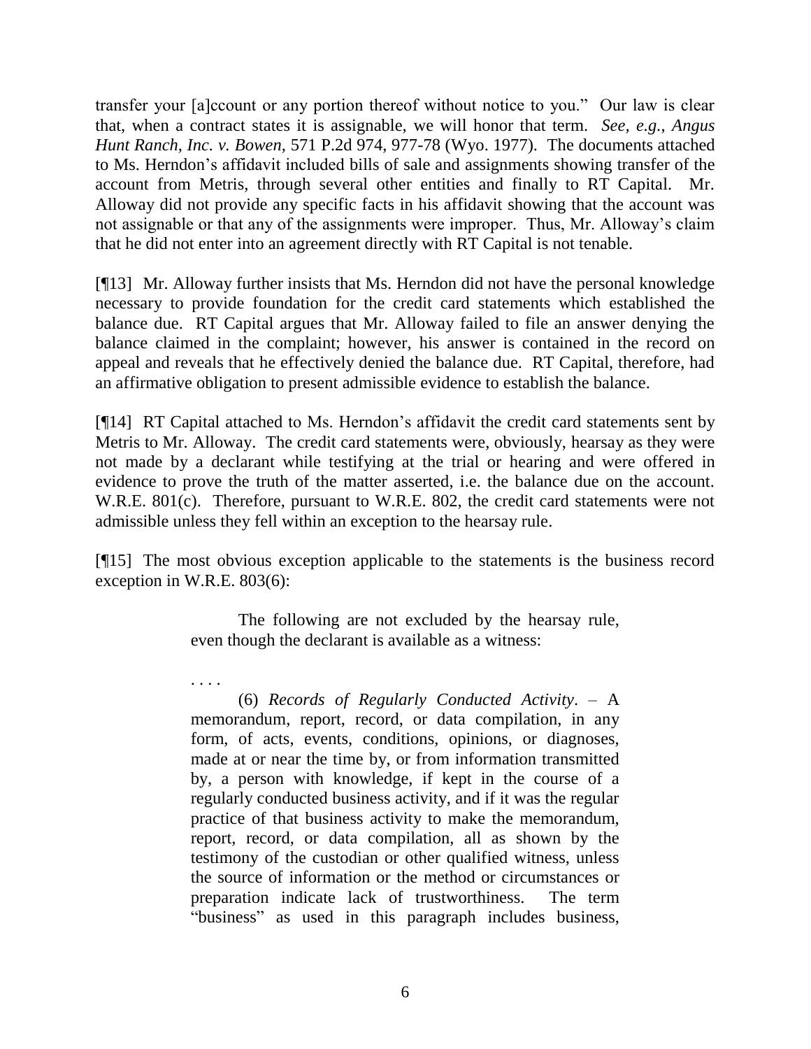transfer your [a]ccount or any portion thereof without notice to you." Our law is clear that, when a contract states it is assignable, we will honor that term. *See, e.g.*, *Angus Hunt Ranch, Inc. v. Bowen*, 571 P.2d 974, 977-78 (Wyo. 1977). The documents attached to Ms. Herndon's affidavit included bills of sale and assignments showing transfer of the account from Metris, through several other entities and finally to RT Capital. Mr. Alloway did not provide any specific facts in his affidavit showing that the account was not assignable or that any of the assignments were improper. Thus, Mr. Alloway's claim that he did not enter into an agreement directly with RT Capital is not tenable.

[¶13] Mr. Alloway further insists that Ms. Herndon did not have the personal knowledge necessary to provide foundation for the credit card statements which established the balance due. RT Capital argues that Mr. Alloway failed to file an answer denying the balance claimed in the complaint; however, his answer is contained in the record on appeal and reveals that he effectively denied the balance due. RT Capital, therefore, had an affirmative obligation to present admissible evidence to establish the balance.

[¶14] RT Capital attached to Ms. Herndon's affidavit the credit card statements sent by Metris to Mr. Alloway. The credit card statements were, obviously, hearsay as they were not made by a declarant while testifying at the trial or hearing and were offered in evidence to prove the truth of the matter asserted, i.e. the balance due on the account. W.R.E. 801(c). Therefore, pursuant to W.R.E. 802, the credit card statements were not admissible unless they fell within an exception to the hearsay rule.

[¶15] The most obvious exception applicable to the statements is the business record exception in W.R.E. 803(6):

> The following are not excluded by the hearsay rule, even though the declarant is available as a witness:
>
> . . . .
>
> (6) *Records of Regularly Conducted Activity*. – A memorandum, report, record, or data compilation, in any form, of acts, events, conditions, opinions, or diagnoses, made at or near the time by, or from information transmitted by, a person with knowledge, if kept in the course of a regularly conducted business activity, and if it was the regular practice of that business activity to make the memorandum, report, record, or data compilation, all as shown by the testimony of the custodian or other qualified witness, unless the source of information or the method or circumstances or preparation indicate lack of trustworthiness. The term "business" as used in this paragraph includes business,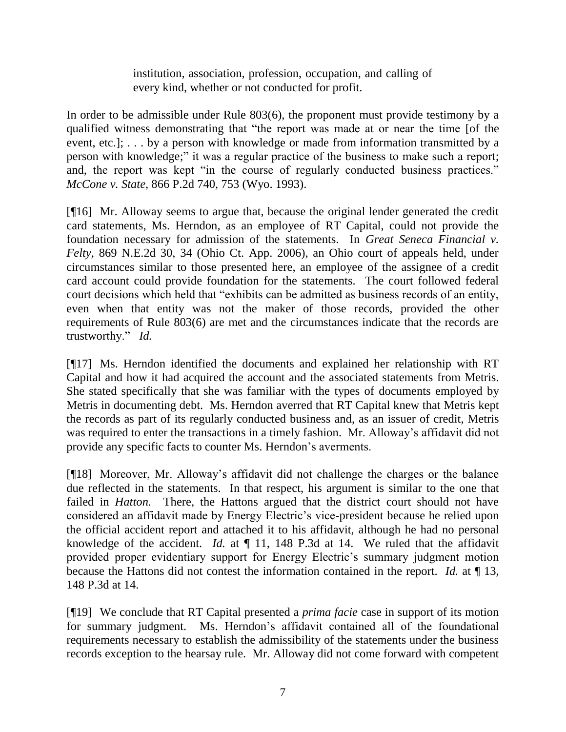> institution, association, profession, occupation, and calling of every kind, whether or not conducted for profit.

In order to be admissible under Rule 803(6), the proponent must provide testimony by a qualified witness demonstrating that "the report was made at or near the time [of the event, etc.]; . . . by a person with knowledge or made from information transmitted by a person with knowledge;" it was a regular practice of the business to make such a report; and, the report was kept "in the course of regularly conducted business practices." *McCone v. State*, 866 P.2d 740, 753 (Wyo. 1993).

[¶16] Mr. Alloway seems to argue that, because the original lender generated the credit card statements, Ms. Herndon, as an employee of RT Capital, could not provide the foundation necessary for admission of the statements. In *Great Seneca Financial v. Felty*, 869 N.E.2d 30, 34 (Ohio Ct. App. 2006), an Ohio court of appeals held, under circumstances similar to those presented here, an employee of the assignee of a credit card account could provide foundation for the statements. The court followed federal court decisions which held that "exhibits can be admitted as business records of an entity, even when that entity was not the maker of those records, provided the other requirements of Rule 803(6) are met and the circumstances indicate that the records are trustworthy." *Id.*

[¶17] Ms. Herndon identified the documents and explained her relationship with RT Capital and how it had acquired the account and the associated statements from Metris. She stated specifically that she was familiar with the types of documents employed by Metris in documenting debt. Ms. Herndon averred that RT Capital knew that Metris kept the records as part of its regularly conducted business and, as an issuer of credit, Metris was required to enter the transactions in a timely fashion. Mr. Alloway's affidavit did not provide any specific facts to counter Ms. Herndon's averments.

[¶18] Moreover, Mr. Alloway's affidavit did not challenge the charges or the balance due reflected in the statements. In that respect, his argument is similar to the one that failed in *Hatton.* There, the Hattons argued that the district court should not have considered an affidavit made by Energy Electric's vice-president because he relied upon the official accident report and attached it to his affidavit, although he had no personal knowledge of the accident. *Id.* at ¶ 11, 148 P.3d at 14. We ruled that the affidavit provided proper evidentiary support for Energy Electric's summary judgment motion because the Hattons did not contest the information contained in the report. *Id.* at ¶ 13, 148 P.3d at 14.

[¶19] We conclude that RT Capital presented a *prima facie* case in support of its motion for summary judgment. Ms. Herndon's affidavit contained all of the foundational requirements necessary to establish the admissibility of the statements under the business records exception to the hearsay rule. Mr. Alloway did not come forward with competent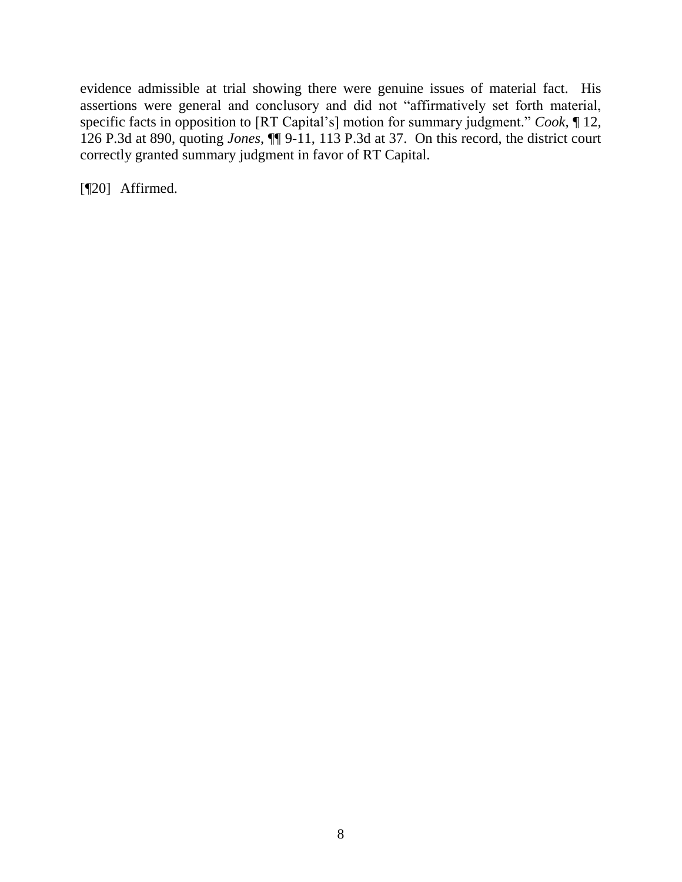evidence admissible at trial showing there were genuine issues of material fact. His assertions were general and conclusory and did not "affirmatively set forth material, specific facts in opposition to [RT Capital's] motion for summary judgment." *Cook*, ¶ 12, 126 P.3d at 890, quoting *Jones*, ¶¶ 9-11, 113 P.3d at 37. On this record, the district court correctly granted summary judgment in favor of RT Capital.

[¶20] Affirmed.